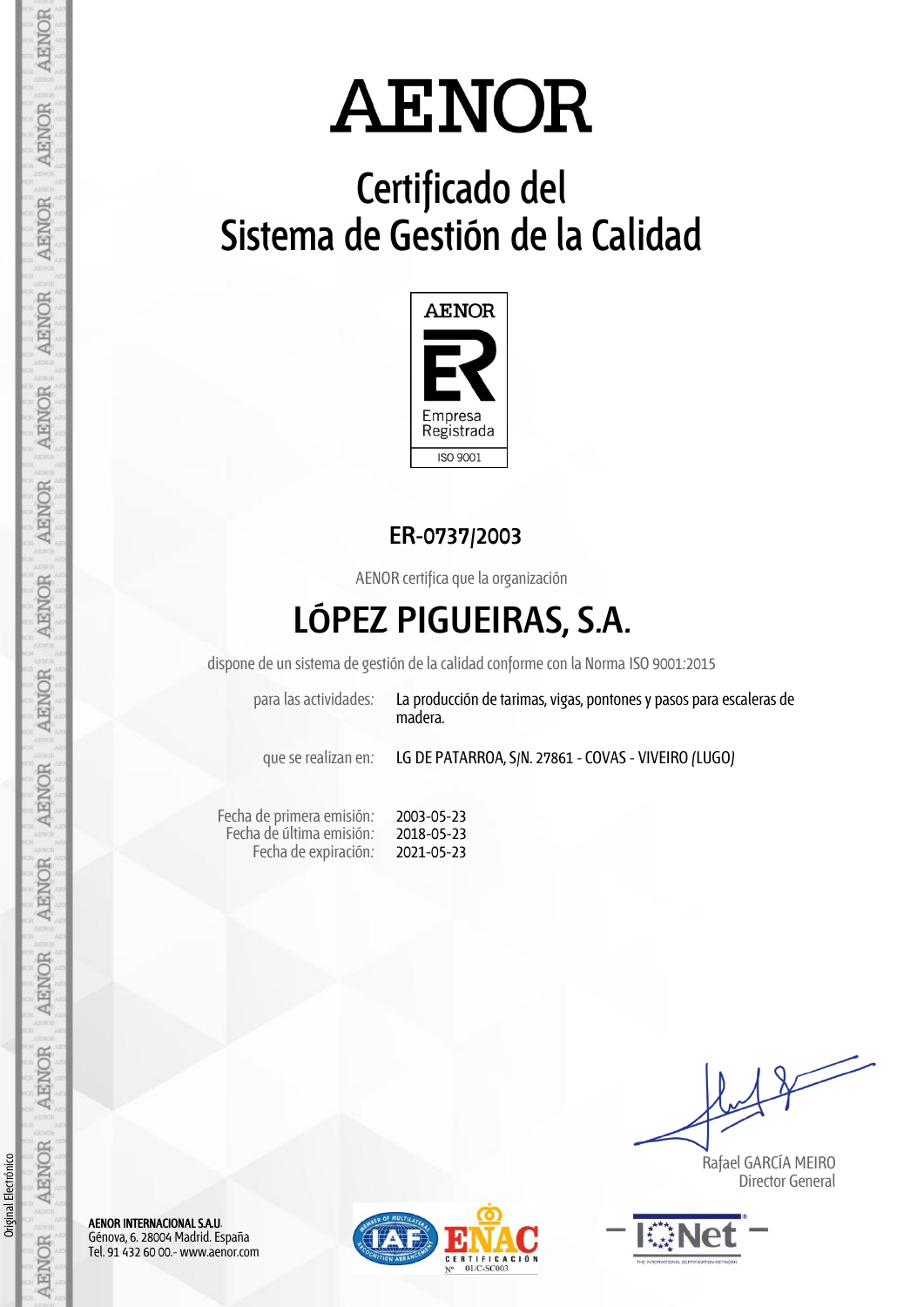# AENOR

## Certificado del Sistema de Gestión de la Calidad

AENOR

Empresa Registrada

ISO 9001

### ER-0737/2003

AENOR certifica que la organización

## LÓPEZ PIGUEIRAS, S.A.

dispone de un sistema de gestión de la calidad conforme con la Norma ISO 9001:2015

para las actividades: La producción de tarimas, vigas, pontones y pasos para escaleras de madera.

que se realizan en: LG DE PATARROA, S/N. 27861 - COVAS - VIVEIRO (LUGO)

Fecha de primera emisión: 2003-05-23
Fecha de última emisión: 2018-05-23
Fecha de expiración: 2021-05-23

Rafael GARCÍA MEIRO
Director General

**AENOR INTERNACIONAL S.A.U.**
Génova, 6. 28004 Madrid. España
Tel. 91 432 60 00.- www.aenor.com

ENAC CERTIFICACIÓN Nº 01/C-SC003

Original Electrónico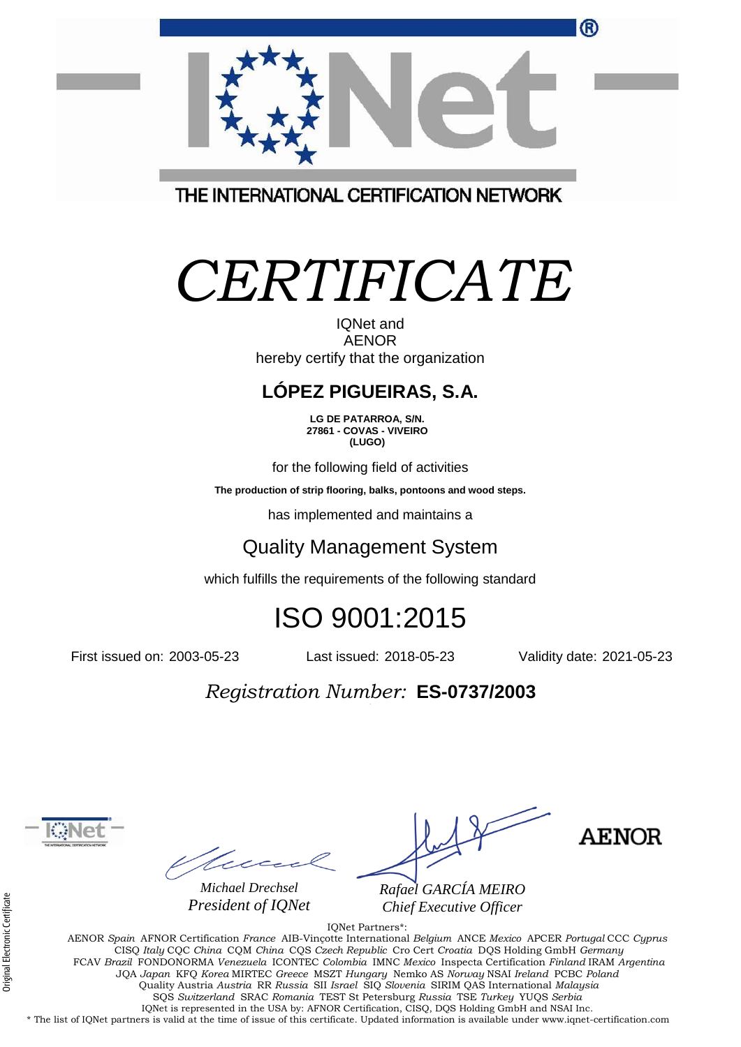THE INTERNATIONAL CERTIFICATION NETWORK

# *CERTIFICATE*

IQNet and
AENOR
hereby certify that the organization

## LÓPEZ PIGUEIRAS, S.A.

**LG DE PATARROA, S/N.**
**27861 - COVAS - VIVEIRO**
**(LUGO)**

for the following field of activities

**The production of strip flooring, balks, pontoons and wood steps.**

has implemented and maintains a

## Quality Management System

which fulfills the requirements of the following standard

# ISO 9001:2015

First issued on: 2003-05-23 Last issued: 2018-05-23 Validity date: 2021-05-23

*Registration Number:* **ES-0737/2003**

AENOR

*Michael Drechsel*
*President of IQNet*

*Rafael GARCÍA MEIRO*
*Chief Executive Officer*

IQNet Partners*:

AENOR *Spain* AFNOR Certification *France* AIB-Vinçotte International *Belgium* ANCE *Mexico* APCER *Portugal* CCC *Cyprus* CISQ *Italy* CQC *China* CQM *China* CQS *Czech Republic* Cro Cert *Croatia* DQS Holding GmbH *Germany* FCAV *Brazil* FONDONORMA *Venezuela* ICONTEC *Colombia* IMNC *Mexico* Inspecta Certification *Finland* IRAM *Argentina* JQA *Japan* KFQ *Korea* MIRTEC *Greece* MSZT *Hungary* Nemko AS *Norway* NSAI *Ireland* PCBC *Poland* Quality Austria *Austria* RR *Russia* SII *Israel* SIQ *Slovenia* SIRIM QAS International *Malaysia* SQS *Switzerland* SRAC *Romania* TEST St Petersburg *Russia* TSE *Turkey* YUQS *Serbia*

IQNet is represented in the USA by: AFNOR Certification, CISQ, DQS Holding GmbH and NSAI Inc.

* The list of IQNet partners is valid at the time of issue of this certificate. Updated information is available under www.iqnet-certification.com

Original Electronic Certificate